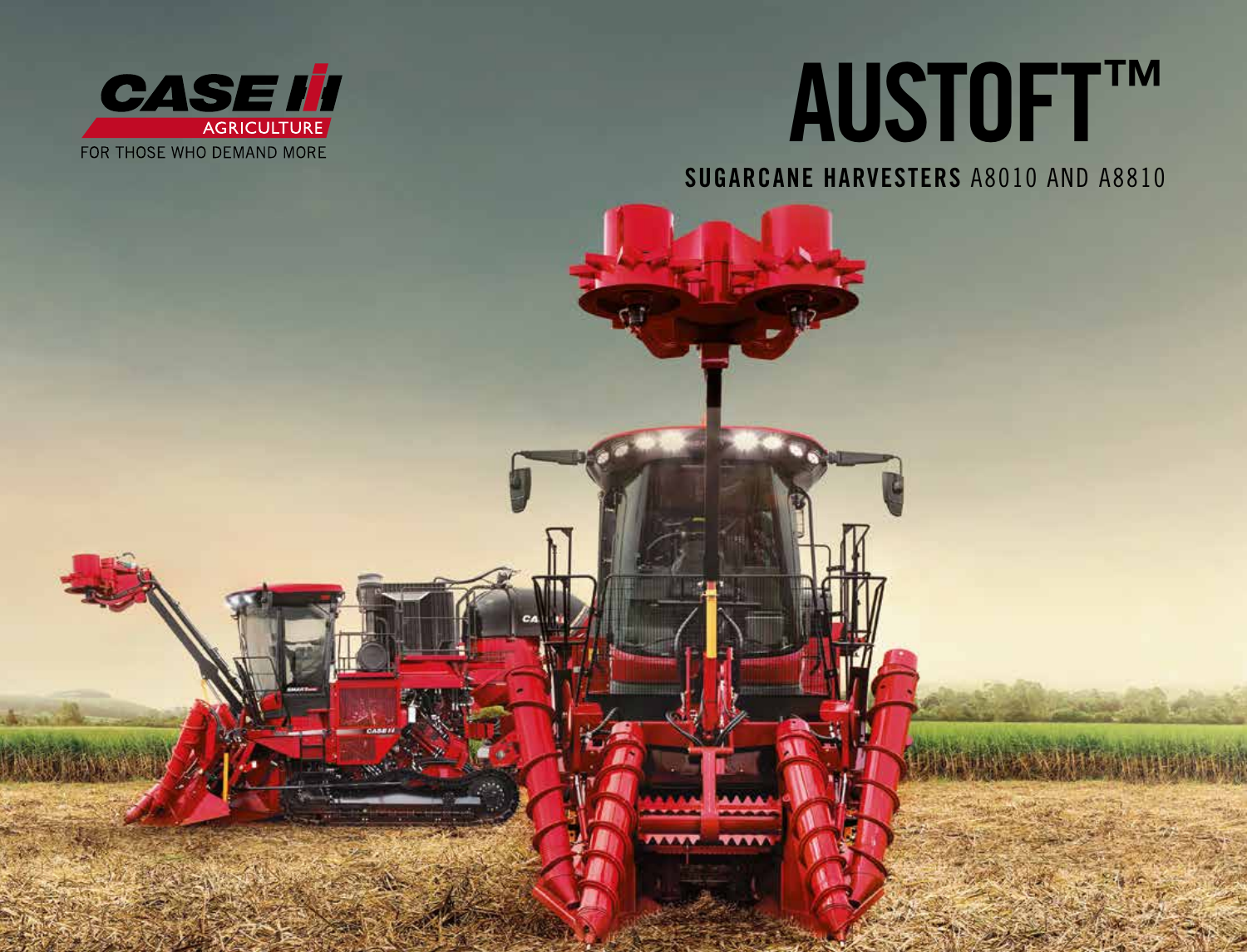CASE IH AGRICULTURE

FOR THOSE WHO DEMAND MORE

# AUSTOFT™

## SUGARCANE HARVESTERS A8010 AND A8810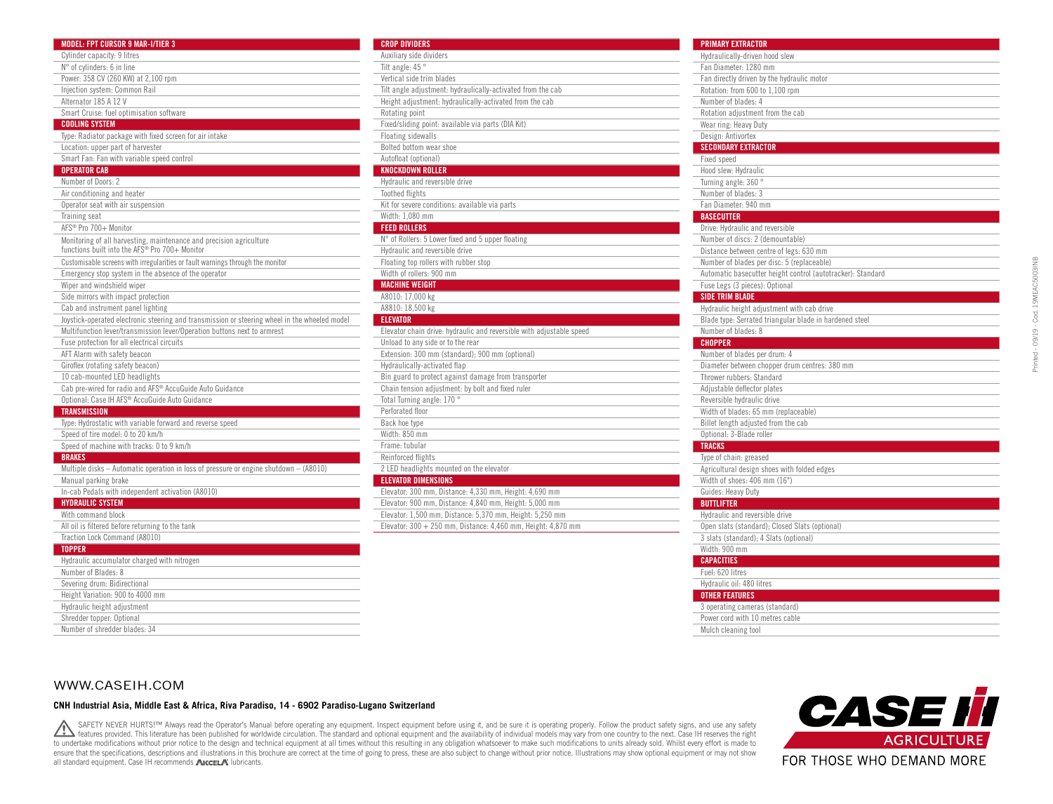## MODEL: FPT CURSOR 9 MAR-I/TIER 3

- Cylinder capacity: 9 litres
- N° of cylinders: 6 in line
- Power: 358 CV (260 KW) at 2,100 rpm
- Injection system: Common Rail
- Alternator 185 A 12 V
- Smart Cruise: fuel optimisation software

## COOLING SYSTEM

- Type: Radiator package with fixed screen for air intake
- Location: upper part of harvester
- Smart Fan: Fan with variable speed control

## OPERATOR CAB

- Number of Doors: 2
- Air conditioning and heater
- Operator seat with air suspension
- Training seat
- AFS® Pro 700+ Monitor
- Monitoring of all harvesting, maintenance and precision agriculture functions built into the AFS® Pro 700+ Monitor
- Customisable screens with irregularities or fault warnings through the monitor
- Emergency stop system in the absence of the operator
- Wiper and windshield wiper
- Side mirrors with impact protection
- Cab and instrument panel lighting
- Joystick-operated electronic steering and transmission or steering wheel in the wheeled model
- Multifunction lever/transmission lever/Operation buttons next to armrest
- Fuse protection for all electrical circuits
- AFT Alarm with safety beacon
- Giroflex (rotating safety beacon)
- 10 cab-mounted LED headlights
- Cab pre-wired for radio and AFS® AccuGuide Auto Guidance
- Optional: Case IH AFS® AccuGuide Auto Guidance

## TRANSMISSION

- Type: Hydrostatic with variable forward and reverse speed
- Speed of tire model: 0 to 20 km/h
- Speed of machine with tracks: 0 to 9 km/h

## BRAKES

- Multiple disks – Automatic operation in loss of pressure or engine shutdown – (A8010)
- Manual parking brake
- In-cab Pedals with independent activation (A8010)

## HYDRAULIC SYSTEM

- With command block
- All oil is filtered before returning to the tank
- Traction Lock Command (A8010)

## TOPPER

- Hydraulic accumulator charged with nitrogen
- Number of Blades: 8
- Severing drum: Bidirectional
- Height Variation: 900 to 4000 mm
- Hydraulic height adjustment
- Shredder topper: Optional
- Number of shredder blades: 34

## CROP DIVIDERS

- Auxiliary side dividers
- Tilt angle: 45 °
- Vertical side trim blades
- Tilt angle adjustment: hydraulically-activated from the cab
- Height adjustment: hydraulically-activated from the cab
- Rotating point
- Fixed/sliding point: available via parts (DIA Kit)
- Floating sidewalls
- Bolted bottom wear shoe
- Autofloat (optional)

## KNOCKDOWN ROLLER

- Hydraulic and reversible drive
- Toothed flights
- Kit for severe conditions: available via parts
- Width: 1,080 mm

## FEED ROLLERS

- N° of Rollers: 5 Lower fixed and 5 upper floating
- Hydraulic and reversible drive
- Floating top rollers with rubber stop
- Width of rollers: 900 mm

## MACHINE WEIGHT

- A8010: 17,000 kg
- A8810: 18,500 kg

## ELEVATOR

- Elevator chain drive: hydraulic and reversible with adjustable speed
- Unload to any side or to the rear
- Extension: 300 mm (standard); 900 mm (optional)
- Hydraulically-activated flap
- Bin guard to protect against damage from transporter
- Chain tension adjustment: by bolt and fixed ruler
- Total Turning angle: 170 °
- Perforated floor
- Back hoe type
- Width: 850 mm
- Frame: tubular
- Reinforced flights
- 2 LED headlights mounted on the elevator

## ELEVATOR DIMENSIONS

- Elevator: 300 mm, Distance: 4,330 mm, Height: 4,690 mm
- Elevator: 900 mm, Distance: 4,840 mm, Height: 5,000 mm
- Elevator: 1,500 mm, Distance: 5,370 mm, Height: 5,250 mm
- Elevator: 300 + 250 mm, Distance: 4,460 mm, Height: 4,870 mm

## PRIMARY EXTRACTOR

- Hydraulically-driven hood slew
- Fan Diameter: 1280 mm
- Fan directly driven by the hydraulic motor
- Rotation: from 600 to 1,100 rpm
- Number of blades: 4
- Rotation adjustment from the cab
- Wear ring: Heavy Duty
- Design: Antivortex

## SECONDARY EXTRACTOR

- Fixed speed
- Hood slew: Hydraulic
- Turning angle: 360 °
- Number of blades: 3
- Fan Diameter: 940 mm

## BASECUTTER

- Drive: Hydraulic and reversible
- Number of discs: 2 (demountable)
- Distance between centre of legs: 630 mm
- Number of blades per disc: 5 (replaceable)
- Automatic basecutter height control (autotracker): Standard
- Fuse Legs (3 pieces): Optional

## SIDE TRIM BLADE

- Hydraulic height adjustment with cab drive
- Blade type: Serrated triangular blade in hardened steel
- Number of blades: 8

## CHOPPER

- Number of blades per drum: 4
- Diameter between chopper drum centres: 380 mm
- Thrower rubbers: Standard
- Adjustable deflector plates
- Reversible hydraulic drive
- Width of blades: 65 mm (replaceable)
- Billet length adjusted from the cab
- Optional: 3-Blade roller

## TRACKS

- Type of chain: greased
- Agricultural design shoes with folded edges
- Width of shoes: 406 mm (16")
- Guides: Heavy Duty

## BUTTLIFTER

- Hydraulic and reversible drive
- Open slats (standard); Closed Slats (optional)
- 3 slats (standard); 4 Slats (optional)
- Width: 900 mm

## CAPACITIES

- Fuel: 620 litres
- Hydraulic oil: 480 litres

## OTHER FEATURES

- 3 operating cameras (standard)
- Power cord with 10 metres cable
- Mulch cleaning tool

Printed - 09/19 - Cod. 19MEAC5003INB

WWW.CASEIH.COM

**CNH Industrial Asia, Middle East & Africa, Riva Paradiso, 14 - 6902 Paradiso-Lugano Switzerland**

SAFETY NEVER HURTS!™ Always read the Operator's Manual before operating any equipment. Inspect equipment before using it, and be sure it is operating properly. Follow the product safety signs, and use any safety features provided. This literature has been published for worldwide circulation. The standard and optional equipment and the availability of individual models may vary from one country to the next. Case IH reserves the right to undertake modifications without prior notice to the design and technical equipment at all times without this resulting in any obligation whatsoever to make such modifications to units already sold. Whilst every effort is made to ensure that the specifications, descriptions and illustrations in this brochure are correct at the time of going to press, these are also subject to change without prior notice. Illustrations may show optional equipment or may not show all standard equipment. Case IH recommends AKCELA lubricants.

CASE IH AGRICULTURE

FOR THOSE WHO DEMAND MORE